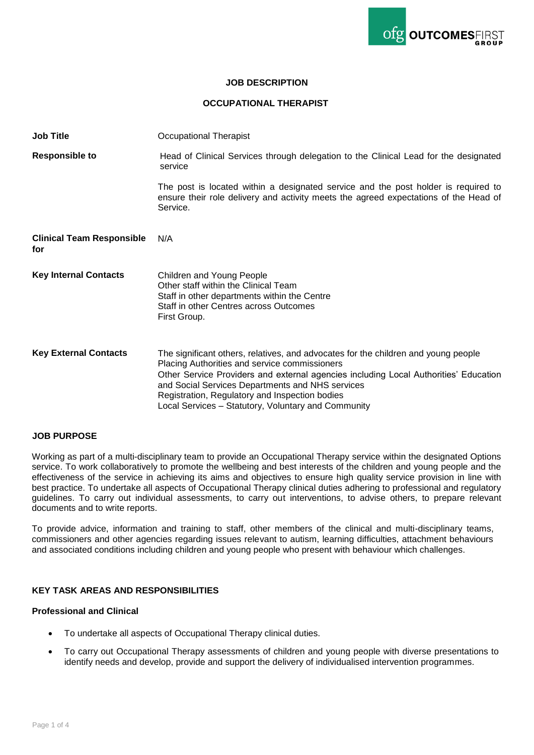**JOB DESCRIPTION**

**OCCUPATIONAL THERAPIST**

| | |
|---|---|
| **Job Title** | Occupational Therapist |
| **Responsible to** | Head of Clinical Services through delegation to the Clinical Lead for the designated service<br><br>The post is located within a designated service and the post holder is required to ensure their role delivery and activity meets the agreed expectations of the Head of Service. |
| **Clinical Team Responsible for** | N/A |
| **Key Internal Contacts** | Children and Young People<br>Other staff within the Clinical Team<br>Staff in other departments within the Centre<br>Staff in other Centres across Outcomes First Group. |
| **Key External Contacts** | The significant others, relatives, and advocates for the children and young people<br>Placing Authorities and service commissioners<br>Other Service Providers and external agencies including Local Authorities' Education and Social Services Departments and NHS services<br>Registration, Regulatory and Inspection bodies<br>Local Services – Statutory, Voluntary and Community |

**JOB PURPOSE**

Working as part of a multi-disciplinary team to provide an Occupational Therapy service within the designated Options service. To work collaboratively to promote the wellbeing and best interests of the children and young people and the effectiveness of the service in achieving its aims and objectives to ensure high quality service provision in line with best practice. To undertake all aspects of Occupational Therapy clinical duties adhering to professional and regulatory guidelines. To carry out individual assessments, to carry out interventions, to advise others, to prepare relevant documents and to write reports.

To provide advice, information and training to staff, other members of the clinical and multi-disciplinary teams, commissioners and other agencies regarding issues relevant to autism, learning difficulties, attachment behaviours and associated conditions including children and young people who present with behaviour which challenges.

**KEY TASK AREAS AND RESPONSIBILITIES**

**Professional and Clinical**

- To undertake all aspects of Occupational Therapy clinical duties.
- To carry out Occupational Therapy assessments of children and young people with diverse presentations to identify needs and develop, provide and support the delivery of individualised intervention programmes.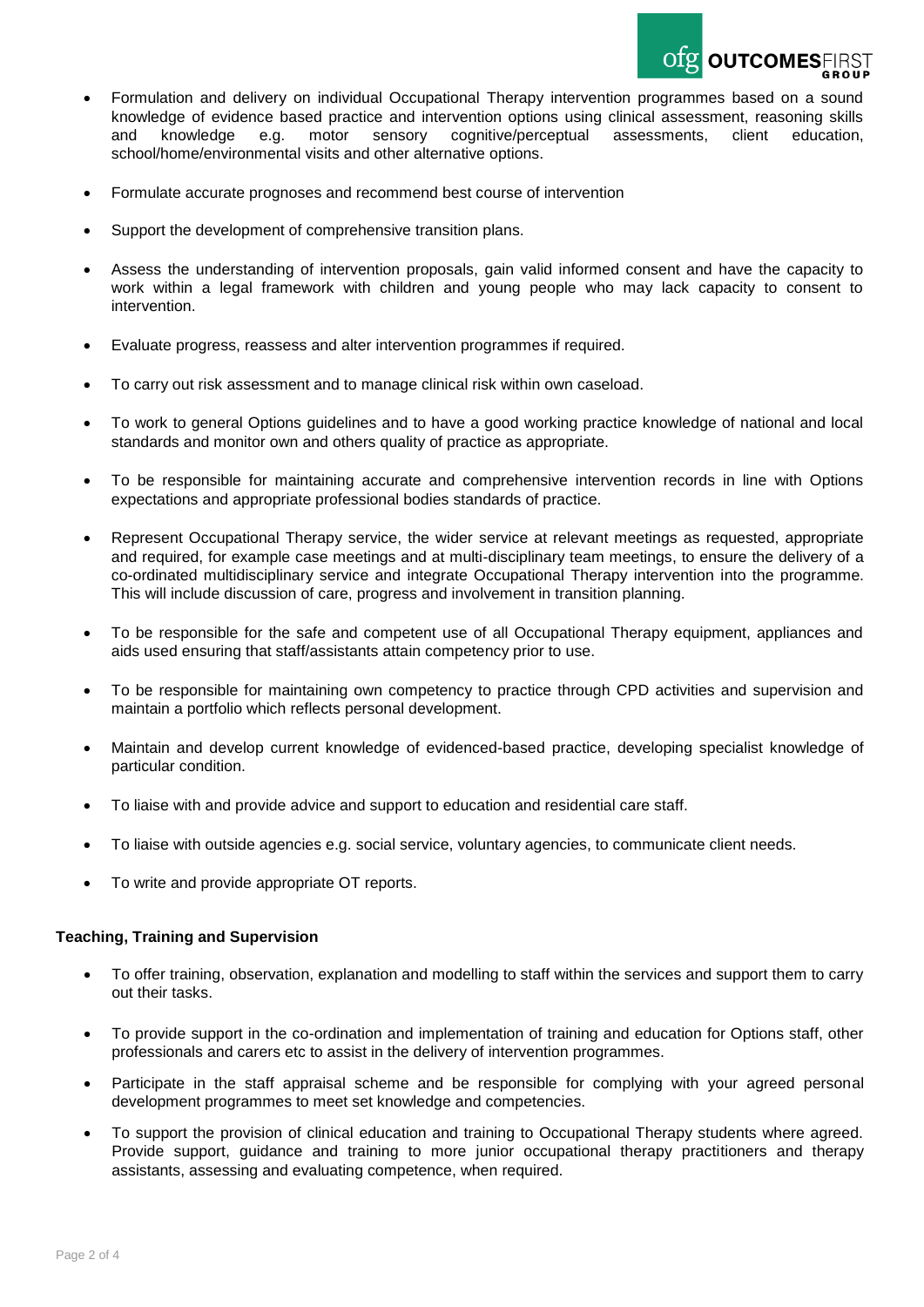- Formulation and delivery on individual Occupational Therapy intervention programmes based on a sound knowledge of evidence based practice and intervention options using clinical assessment, reasoning skills and knowledge e.g. motor sensory cognitive/perceptual assessments, client education, school/home/environmental visits and other alternative options.

- Formulate accurate prognoses and recommend best course of intervention

- Support the development of comprehensive transition plans.

- Assess the understanding of intervention proposals, gain valid informed consent and have the capacity to work within a legal framework with children and young people who may lack capacity to consent to intervention.

- Evaluate progress, reassess and alter intervention programmes if required.

- To carry out risk assessment and to manage clinical risk within own caseload.

- To work to general Options guidelines and to have a good working practice knowledge of national and local standards and monitor own and others quality of practice as appropriate.

- To be responsible for maintaining accurate and comprehensive intervention records in line with Options expectations and appropriate professional bodies standards of practice.

- Represent Occupational Therapy service, the wider service at relevant meetings as requested, appropriate and required, for example case meetings and at multi-disciplinary team meetings, to ensure the delivery of a co-ordinated multidisciplinary service and integrate Occupational Therapy intervention into the programme. This will include discussion of care, progress and involvement in transition planning.

- To be responsible for the safe and competent use of all Occupational Therapy equipment, appliances and aids used ensuring that staff/assistants attain competency prior to use.

- To be responsible for maintaining own competency to practice through CPD activities and supervision and maintain a portfolio which reflects personal development.

- Maintain and develop current knowledge of evidenced-based practice, developing specialist knowledge of particular condition.

- To liaise with and provide advice and support to education and residential care staff.

- To liaise with outside agencies e.g. social service, voluntary agencies, to communicate client needs.

- To write and provide appropriate OT reports.

**Teaching, Training and Supervision**

- To offer training, observation, explanation and modelling to staff within the services and support them to carry out their tasks.

- To provide support in the co-ordination and implementation of training and education for Options staff, other professionals and carers etc to assist in the delivery of intervention programmes.

- Participate in the staff appraisal scheme and be responsible for complying with your agreed personal development programmes to meet set knowledge and competencies.

- To support the provision of clinical education and training to Occupational Therapy students where agreed. Provide support, guidance and training to more junior occupational therapy practitioners and therapy assistants, assessing and evaluating competence, when required.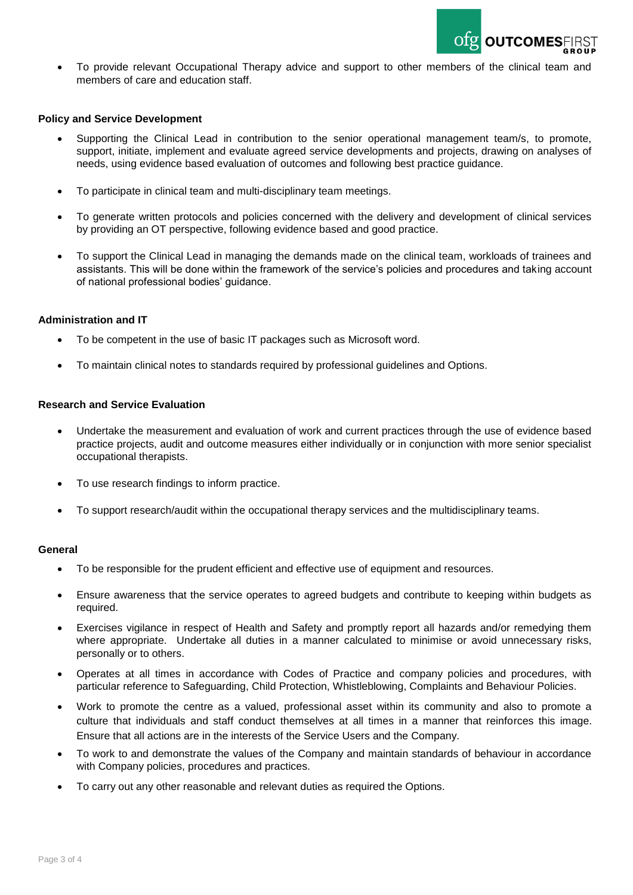- To provide relevant Occupational Therapy advice and support to other members of the clinical team and members of care and education staff.

**Policy and Service Development**

- Supporting the Clinical Lead in contribution to the senior operational management team/s, to promote, support, initiate, implement and evaluate agreed service developments and projects, drawing on analyses of needs, using evidence based evaluation of outcomes and following best practice guidance.
- To participate in clinical team and multi-disciplinary team meetings.
- To generate written protocols and policies concerned with the delivery and development of clinical services by providing an OT perspective, following evidence based and good practice.
- To support the Clinical Lead in managing the demands made on the clinical team, workloads of trainees and assistants. This will be done within the framework of the service's policies and procedures and taking account of national professional bodies' guidance.

**Administration and IT**

- To be competent in the use of basic IT packages such as Microsoft word.
- To maintain clinical notes to standards required by professional guidelines and Options.

**Research and Service Evaluation**

- Undertake the measurement and evaluation of work and current practices through the use of evidence based practice projects, audit and outcome measures either individually or in conjunction with more senior specialist occupational therapists.
- To use research findings to inform practice.
- To support research/audit within the occupational therapy services and the multidisciplinary teams.

**General**

- To be responsible for the prudent efficient and effective use of equipment and resources.
- Ensure awareness that the service operates to agreed budgets and contribute to keeping within budgets as required.
- Exercises vigilance in respect of Health and Safety and promptly report all hazards and/or remedying them where appropriate. Undertake all duties in a manner calculated to minimise or avoid unnecessary risks, personally or to others.
- Operates at all times in accordance with Codes of Practice and company policies and procedures, with particular reference to Safeguarding, Child Protection, Whistleblowing, Complaints and Behaviour Policies.
- Work to promote the centre as a valued, professional asset within its community and also to promote a culture that individuals and staff conduct themselves at all times in a manner that reinforces this image. Ensure that all actions are in the interests of the Service Users and the Company.
- To work to and demonstrate the values of the Company and maintain standards of behaviour in accordance with Company policies, procedures and practices.
- To carry out any other reasonable and relevant duties as required the Options.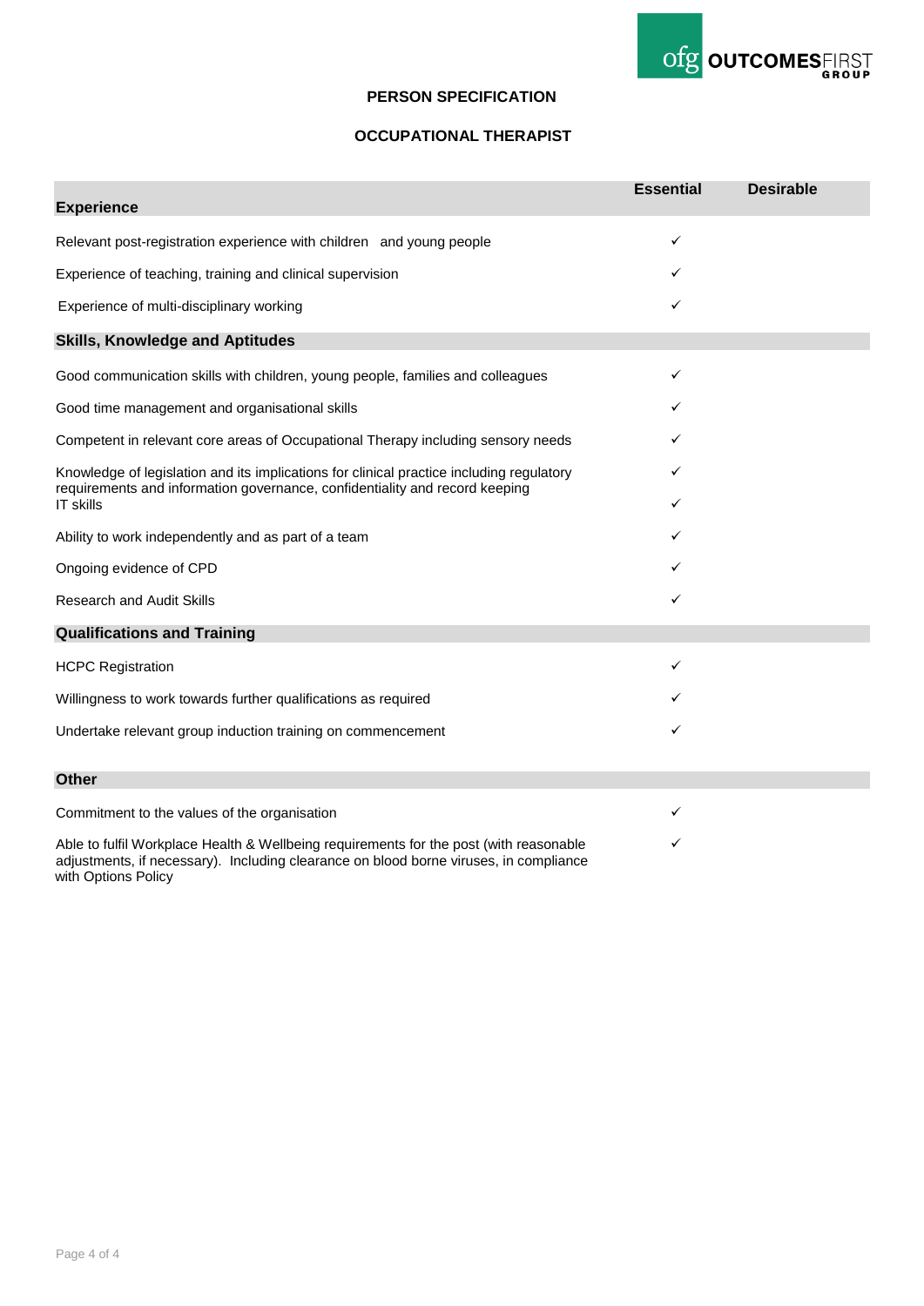## PERSON SPECIFICATION

## OCCUPATIONAL THERAPIST

| Experience | Essential | Desirable |
|---|---|---|
| Relevant post-registration experience with children and young people | ✓ | |
| Experience of teaching, training and clinical supervision | ✓ | |
| Experience of multi-disciplinary working | ✓ | |
| **Skills, Knowledge and Aptitudes** | | |
| Good communication skills with children, young people, families and colleagues | ✓ | |
| Good time management and organisational skills | ✓ | |
| Competent in relevant core areas of Occupational Therapy including sensory needs | ✓ | |
| Knowledge of legislation and its implications for clinical practice including regulatory requirements and information governance, confidentiality and record keeping | ✓ | |
| IT skills | ✓ | |
| Ability to work independently and as part of a team | ✓ | |
| Ongoing evidence of CPD | ✓ | |
| Research and Audit Skills | ✓ | |
| **Qualifications and Training** | | |
| HCPC Registration | ✓ | |
| Willingness to work towards further qualifications as required | ✓ | |
| Undertake relevant group induction training on commencement | ✓ | |
| **Other** | | |
| Commitment to the values of the organisation | ✓ | |
| Able to fulfil Workplace Health & Wellbeing requirements for the post (with reasonable adjustments, if necessary). Including clearance on blood borne viruses, in compliance with Options Policy | ✓ | |